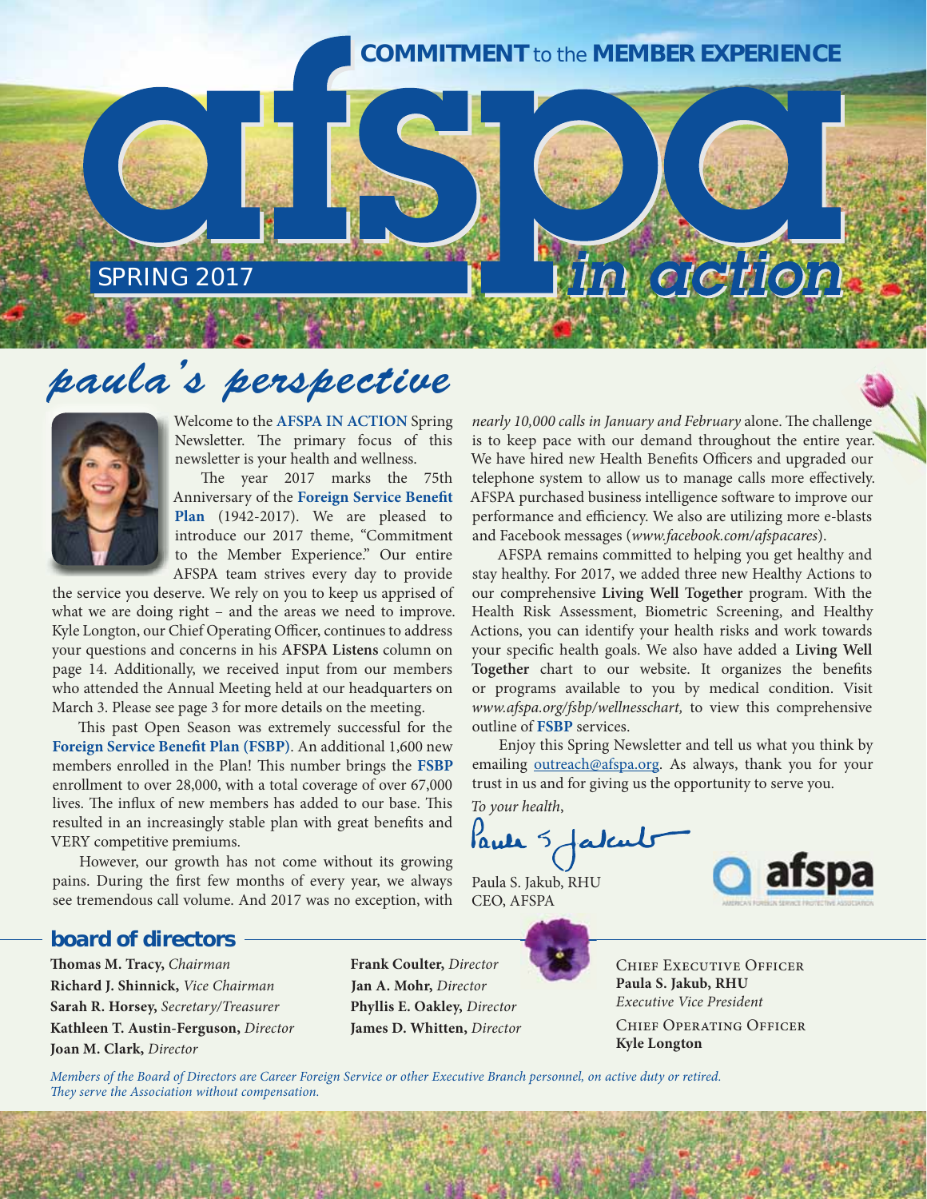# afspa in action

**COMMITMENT to the MEMBER EXPERIENCE**

SPRING 2017

## paula's perspective

Welcome to the **AFSPA IN ACTION** Spring Newsletter. The primary focus of this newsletter is your health and wellness.

The year 2017 marks the 75th Anniversary of the **Foreign Service Benefit Plan** (1942-2017). We are pleased to introduce our 2017 theme, "Commitment to the Member Experience." Our entire AFSPA team strives every day to provide the service you deserve. We rely on you to keep us apprised of what we are doing right – and the areas we need to improve. Kyle Longton, our Chief Operating Officer, continues to address your questions and concerns in his **AFSPA Listens** column on page 14. Additionally, we received input from our members who attended the Annual Meeting held at our headquarters on March 3. Please see page 3 for more details on the meeting.

This past Open Season was extremely successful for the **Foreign Service Benefit Plan (FSBP)**. An additional 1,600 new members enrolled in the Plan! This number brings the **FSBP** enrollment to over 28,000, with a total coverage of over 67,000 lives. The influx of new members has added to our base. This resulted in an increasingly stable plan with great benefits and VERY competitive premiums.

However, our growth has not come without its growing pains. During the first few months of every year, we always see tremendous call volume. And 2017 was no exception, with *nearly 10,000 calls in January and February* alone. The challenge is to keep pace with our demand throughout the entire year. We have hired new Health Benefits Officers and upgraded our telephone system to allow us to manage calls more effectively. AFSPA purchased business intelligence software to improve our performance and efficiency. We also are utilizing more e-blasts and Facebook messages (*www.facebook.com/afspacares*).

AFSPA remains committed to helping you get healthy and stay healthy. For 2017, we added three new Healthy Actions to our comprehensive **Living Well Together** program. With the Health Risk Assessment, Biometric Screening, and Healthy Actions, you can identify your health risks and work towards your specific health goals. We also have added a **Living Well Together** chart to our website. It organizes the benefits or programs available to you by medical condition. Visit *www.afspa.org/fsbp/wellnesschart,* to view this comprehensive outline of **FSBP** services.

Enjoy this Spring Newsletter and tell us what you think by emailing outreach@afspa.org. As always, thank you for your trust in us and for giving us the opportunity to serve you.

*To your health*,

Paula S. Jakub, RHU
CEO, AFSPA

### board of directors

**Thomas M. Tracy,** *Chairman*
**Richard J. Shinnick,** *Vice Chairman*
**Sarah R. Horsey,** *Secretary/Treasurer*
**Kathleen T. Austin-Ferguson,** *Director*
**Joan M. Clark,** *Director*
**Frank Coulter,** *Director*
**Jan A. Mohr,** *Director*
**Phyllis E. Oakley,** *Director*
**James D. Whitten,** *Director*

CHIEF EXECUTIVE OFFICER
**Paula S. Jakub, RHU**
*Executive Vice President*

CHIEF OPERATING OFFICER
**Kyle Longton**

*Members of the Board of Directors are Career Foreign Service or other Executive Branch personnel, on active duty or retired. They serve the Association without compensation.*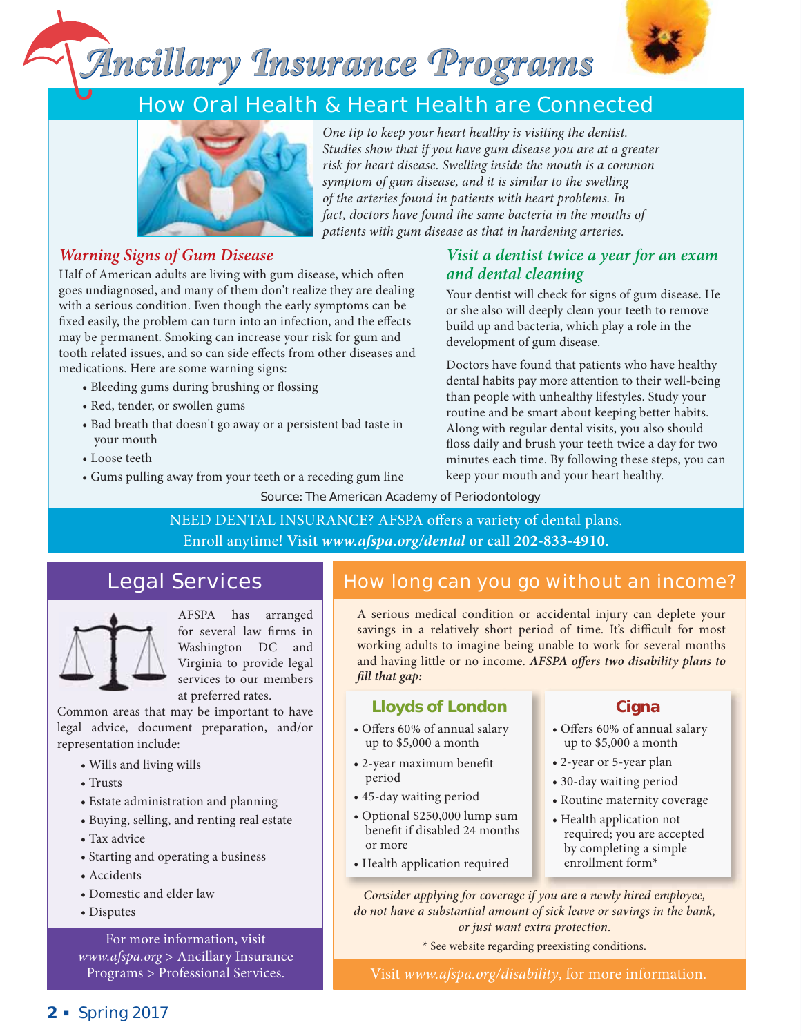# Ancillary Insurance Programs

## How Oral Health & Heart Health are Connected

*One tip to keep your heart healthy is visiting the dentist. Studies show that if you have gum disease you are at a greater risk for heart disease. Swelling inside the mouth is a common symptom of gum disease, and it is similar to the swelling of the arteries found in patients with heart problems. In fact, doctors have found the same bacteria in the mouths of patients with gum disease as that in hardening arteries.*

### *Warning Signs of Gum Disease*

Half of American adults are living with gum disease, which often goes undiagnosed, and many of them don't realize they are dealing with a serious condition. Even though the early symptoms can be fixed easily, the problem can turn into an infection, and the effects may be permanent. Smoking can increase your risk for gum and tooth related issues, and so can side effects from other diseases and medications. Here are some warning signs:

- Bleeding gums during brushing or flossing
- Red, tender, or swollen gums
- Bad breath that doesn't go away or a persistent bad taste in your mouth
- Loose teeth
- Gums pulling away from your teeth or a receding gum line

### *Visit a dentist twice a year for an exam and dental cleaning*

Your dentist will check for signs of gum disease. He or she also will deeply clean your teeth to remove build up and bacteria, which play a role in the development of gum disease.

Doctors have found that patients who have healthy dental habits pay more attention to their well-being than people with unhealthy lifestyles. Study your routine and be smart about keeping better habits. Along with regular dental visits, you also should floss daily and brush your teeth twice a day for two minutes each time. By following these steps, you can keep your mouth and your heart healthy.

Source: The American Academy of Periodontology

NEED DENTAL INSURANCE? AFSPA offers a variety of dental plans. Enroll anytime! **Visit *www.afspa.org/dental* or call 202-833-4910.**

## Legal Services

AFSPA has arranged for several law firms in Washington DC and Virginia to provide legal services to our members at preferred rates.

Common areas that may be important to have legal advice, document preparation, and/or representation include:

- Wills and living wills
- Trusts
- Estate administration and planning
- Buying, selling, and renting real estate
- Tax advice
- Starting and operating a business
- Accidents
- Domestic and elder law
- Disputes

For more information, visit *www.afspa.org* > Ancillary Insurance Programs > Professional Services.

## How long can you go without an income?

A serious medical condition or accidental injury can deplete your savings in a relatively short period of time. It's difficult for most working adults to imagine being unable to work for several months and having little or no income. ***AFSPA offers two disability plans to fill that gap:***

### Lloyds of London

- Offers 60% of annual salary up to $5,000 a month
- 2-year maximum benefit period
- 45-day waiting period
- Optional $250,000 lump sum benefit if disabled 24 months or more
- Health application required

### Cigna

- Offers 60% of annual salary up to $5,000 a month
- 2-year or 5-year plan
- 30-day waiting period
- Routine maternity coverage
- Health application not required; you are accepted by completing a simple enrollment form*

*Consider applying for coverage if you are a newly hired employee, do not have a substantial amount of sick leave or savings in the bank, or just want extra protection.*

\* See website regarding preexisting conditions.

Visit *www.afspa.org/disability*, for more information.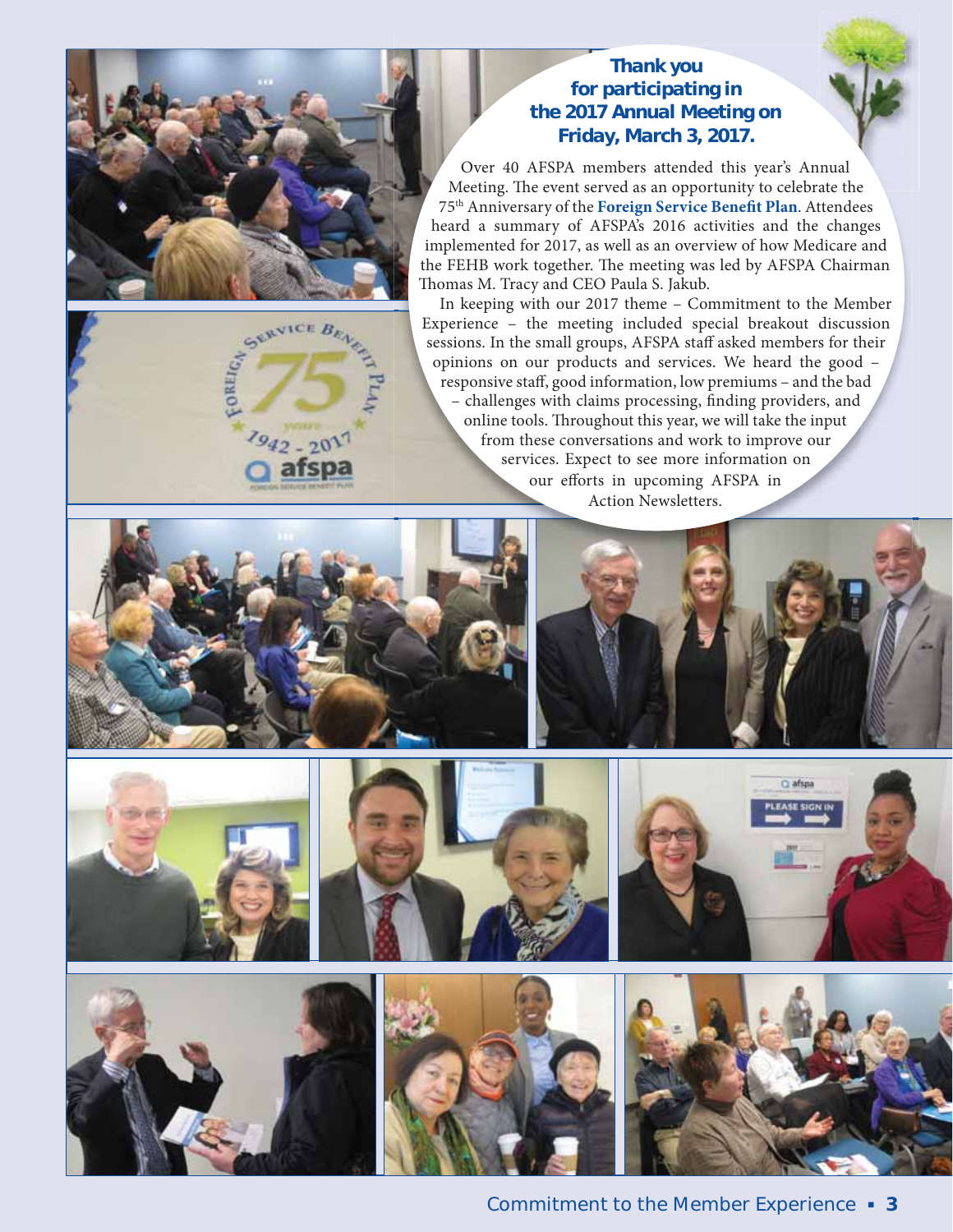**Thank you for participating in the 2017 Annual Meeting on Friday, March 3, 2017.**

Over 40 AFSPA members attended this year's Annual Meeting. The event served as an opportunity to celebrate the 75th Anniversary of the **Foreign Service Benefit Plan**. Attendees heard a summary of AFSPA's 2016 activities and the changes implemented for 2017, as well as an overview of how Medicare and the FEHB work together. The meeting was led by AFSPA Chairman Thomas M. Tracy and CEO Paula S. Jakub.

In keeping with our 2017 theme – Commitment to the Member Experience – the meeting included special breakout discussion sessions. In the small groups, AFSPA staff asked members for their opinions on our products and services. We heard the good – responsive staff, good information, low premiums – and the bad – challenges with claims processing, finding providers, and online tools. Throughout this year, we will take the input from these conversations and work to improve our services. Expect to see more information on our efforts in upcoming AFSPA in Action Newsletters.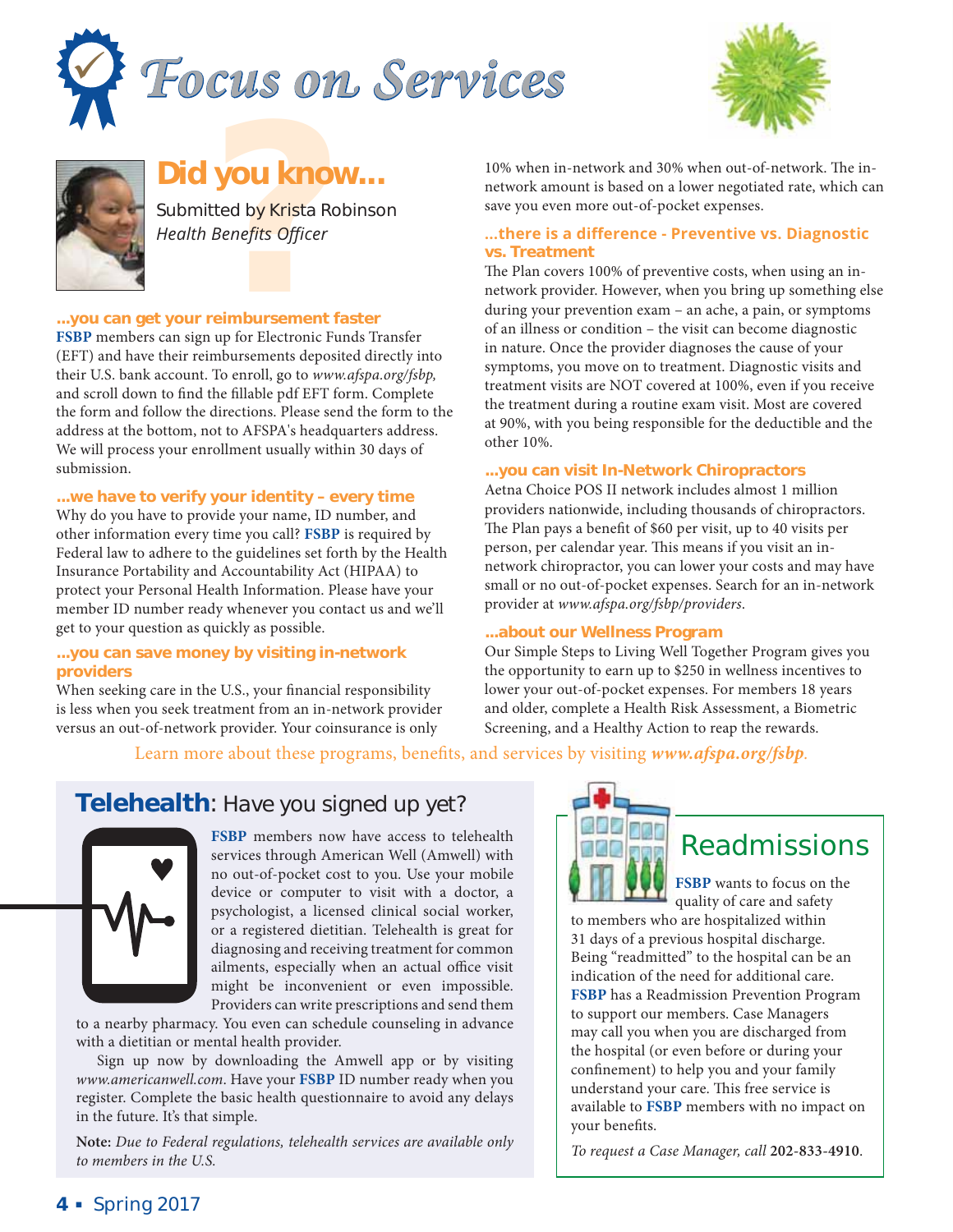# Focus on Services

## Did you know...

Submitted by Krista Robinson
*Health Benefits Officer*

### ...you can get your reimbursement faster

**FSBP** members can sign up for Electronic Funds Transfer (EFT) and have their reimbursements deposited directly into their U.S. bank account. To enroll, go to *www.afspa.org/fsbp,* and scroll down to find the fillable pdf EFT form. Complete the form and follow the directions. Please send the form to the address at the bottom, not to AFSPA's headquarters address. We will process your enrollment usually within 30 days of submission.

### ...we have to verify your identity – every time

Why do you have to provide your name, ID number, and other information every time you call? **FSBP** is required by Federal law to adhere to the guidelines set forth by the Health Insurance Portability and Accountability Act (HIPAA) to protect your Personal Health Information. Please have your member ID number ready whenever you contact us and we'll get to your question as quickly as possible.

### ...you can save money by visiting in-network providers

When seeking care in the U.S., your financial responsibility is less when you seek treatment from an in-network provider versus an out-of-network provider. Your coinsurance is only 10% when in-network and 30% when out-of-network. The in-network amount is based on a lower negotiated rate, which can save you even more out-of-pocket expenses.

### ...there is a difference - Preventive vs. Diagnostic vs. Treatment

The Plan covers 100% of preventive costs, when using an in-network provider. However, when you bring up something else during your prevention exam – an ache, a pain, or symptoms of an illness or condition – the visit can become diagnostic in nature. Once the provider diagnoses the cause of your symptoms, you move on to treatment. Diagnostic visits and treatment visits are NOT covered at 100%, even if you receive the treatment during a routine exam visit. Most are covered at 90%, with you being responsible for the deductible and the other 10%.

### ...you can visit In-Network Chiropractors

Aetna Choice POS II network includes almost 1 million providers nationwide, including thousands of chiropractors. The Plan pays a benefit of $60 per visit, up to 40 visits per person, per calendar year. This means if you visit an in-network chiropractor, you can lower your costs and may have small or no out-of-pocket expenses. Search for an in-network provider at *www.afspa.org/fsbp/providers*.

### ...about our Wellness Program

Our Simple Steps to Living Well Together Program gives you the opportunity to earn up to $250 in wellness incentives to lower your out-of-pocket expenses. For members 18 years and older, complete a Health Risk Assessment, a Biometric Screening, and a Healthy Action to reap the rewards.

Learn more about these programs, benefits, and services by visiting ***www.afspa.org/fsbp***.

## Telehealth: Have you signed up yet?

**FSBP** members now have access to telehealth services through American Well (Amwell) with no out-of-pocket cost to you. Use your mobile device or computer to visit with a doctor, a psychologist, a licensed clinical social worker, or a registered dietitian. Telehealth is great for diagnosing and receiving treatment for common ailments, especially when an actual office visit might be inconvenient or even impossible. Providers can write prescriptions and send them to a nearby pharmacy. You even can schedule counseling in advance with a dietitian or mental health provider.

Sign up now by downloading the Amwell app or by visiting *www.americanwell.com*. Have your **FSBP** ID number ready when you register. Complete the basic health questionnaire to avoid any delays in the future. It's that simple.

**Note:** *Due to Federal regulations, telehealth services are available only to members in the U.S.*

## Readmissions

**FSBP** wants to focus on the quality of care and safety to members who are hospitalized within 31 days of a previous hospital discharge. Being "readmitted" to the hospital can be an indication of the need for additional care. **FSBP** has a Readmission Prevention Program to support our members. Case Managers may call you when you are discharged from the hospital (or even before or during your confinement) to help you and your family understand your care. This free service is available to **FSBP** members with no impact on your benefits.

*To request a Case Manager, call* **202-833-4910**.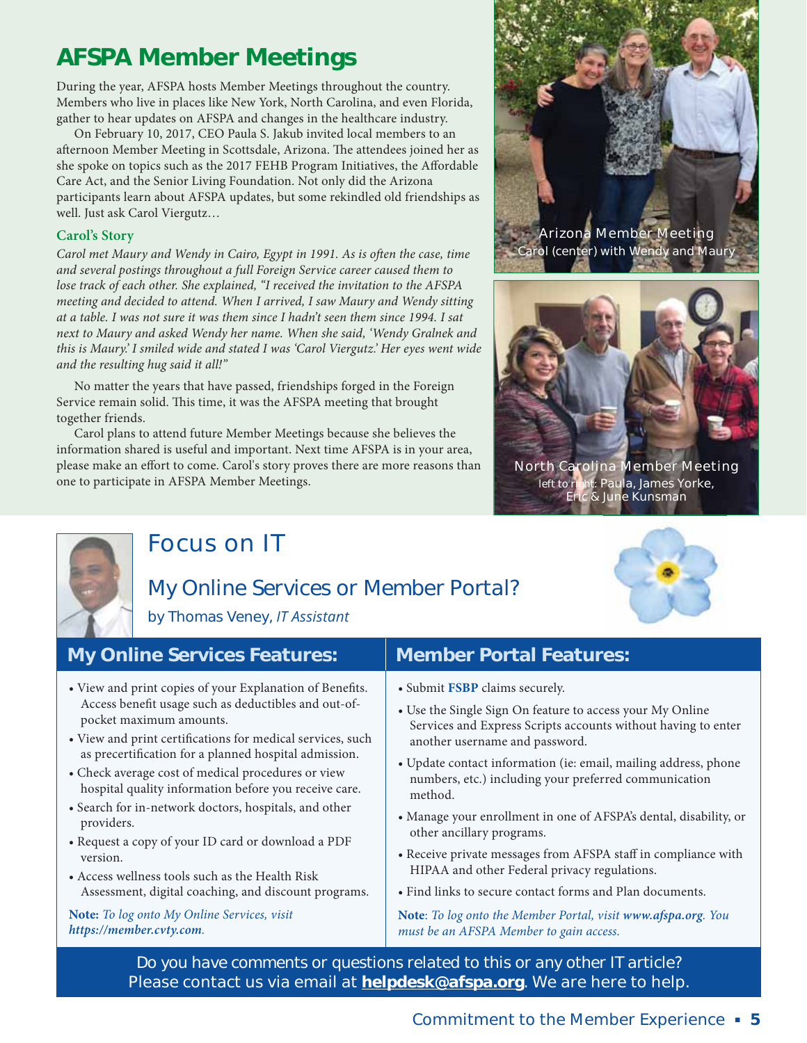# AFSPA Member Meetings

During the year, AFSPA hosts Member Meetings throughout the country. Members who live in places like New York, North Carolina, and even Florida, gather to hear updates on AFSPA and changes in the healthcare industry.

On February 10, 2017, CEO Paula S. Jakub invited local members to an afternoon Member Meeting in Scottsdale, Arizona. The attendees joined her as she spoke on topics such as the 2017 FEHB Program Initiatives, the Affordable Care Act, and the Senior Living Foundation. Not only did the Arizona participants learn about AFSPA updates, but some rekindled old friendships as well. Just ask Carol Viergutz…

### Carol's Story

*Carol met Maury and Wendy in Cairo, Egypt in 1991. As is often the case, time and several postings throughout a full Foreign Service career caused them to lose track of each other. She explained, "I received the invitation to the AFSPA meeting and decided to attend. When I arrived, I saw Maury and Wendy sitting at a table. I was not sure it was them since I hadn't seen them since 1994. I sat next to Maury and asked Wendy her name. When she said, 'Wendy Gralnek and this is Maury.' I smiled wide and stated I was 'Carol Viergutz.' Her eyes went wide and the resulting hug said it all!"*

No matter the years that have passed, friendships forged in the Foreign Service remain solid. This time, it was the AFSPA meeting that brought together friends.

Carol plans to attend future Member Meetings because she believes the information shared is useful and important. Next time AFSPA is in your area, please make an effort to come. Carol's story proves there are more reasons than one to participate in AFSPA Member Meetings.

Arizona Member Meeting
Carol (center) with Wendy and Maury

North Carolina Member Meeting
left to right: Paula, James Yorke, Eric & June Kunsman

# Focus on IT

## My Online Services or Member Portal?

by Thomas Veney, *IT Assistant*

### My Online Services Features:

- View and print copies of your Explanation of Benefits. Access benefit usage such as deductibles and out-of-pocket maximum amounts.
- View and print certifications for medical services, such as precertification for a planned hospital admission.
- Check average cost of medical procedures or view hospital quality information before you receive care.
- Search for in-network doctors, hospitals, and other providers.
- Request a copy of your ID card or download a PDF version.
- Access wellness tools such as the Health Risk Assessment, digital coaching, and discount programs.

**Note:** *To log onto My Online Services, visit* ***https://member.cvty.com****.*

### Member Portal Features:

- Submit **FSBP** claims securely.
- Use the Single Sign On feature to access your My Online Services and Express Scripts accounts without having to enter another username and password.
- Update contact information (ie: email, mailing address, phone numbers, etc.) including your preferred communication method.
- Manage your enrollment in one of AFSPA's dental, disability, or other ancillary programs.
- Receive private messages from AFSPA staff in compliance with HIPAA and other Federal privacy regulations.
- Find links to secure contact forms and Plan documents.

**Note**: *To log onto the Member Portal, visit* ***www.afspa.org****. You must be an AFSPA Member to gain access.*

Do you have comments or questions related to this or any other IT article? Please contact us via email at **helpdesk@afspa.org**. We are here to help.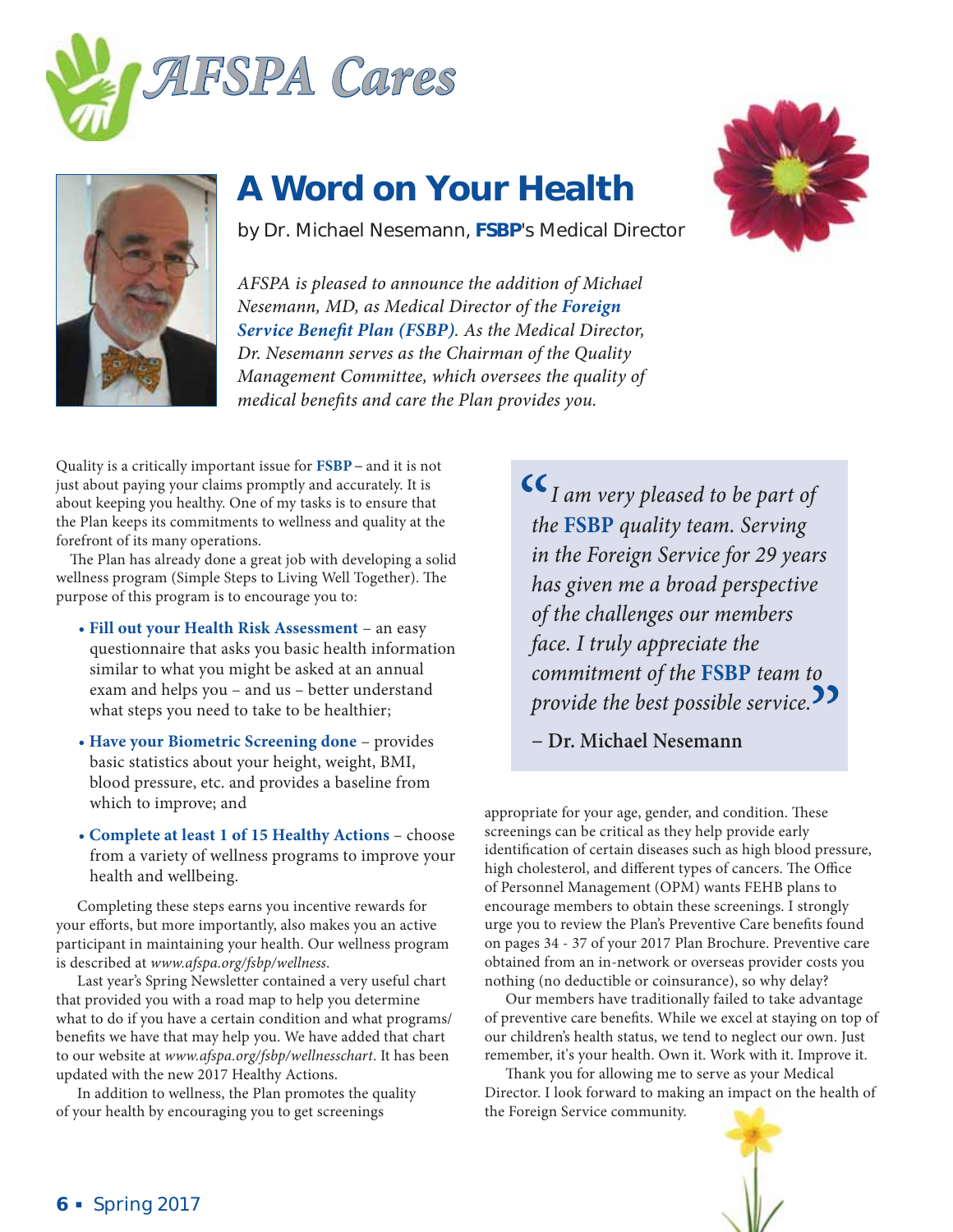AFSPA Cares

# A Word on Your Health

by Dr. Michael Nesemann, **FSBP**'s Medical Director

*AFSPA is pleased to announce the addition of Michael Nesemann, MD, as Medical Director of the **Foreign Service Benefit Plan (FSBP)**. As the Medical Director, Dr. Nesemann serves as the Chairman of the Quality Management Committee, which oversees the quality of medical benefits and care the Plan provides you.*

Quality is a critically important issue for **FSBP** – and it is not just about paying your claims promptly and accurately. It is about keeping you healthy. One of my tasks is to ensure that the Plan keeps its commitments to wellness and quality at the forefront of its many operations.

The Plan has already done a great job with developing a solid wellness program (Simple Steps to Living Well Together). The purpose of this program is to encourage you to:

- **Fill out your Health Risk Assessment** – an easy questionnaire that asks you basic health information similar to what you might be asked at an annual exam and helps you – and us – better understand what steps you need to take to be healthier;
- **Have your Biometric Screening done** – provides basic statistics about your height, weight, BMI, blood pressure, etc. and provides a baseline from which to improve; and
- **Complete at least 1 of 15 Healthy Actions** – choose from a variety of wellness programs to improve your health and wellbeing.

Completing these steps earns you incentive rewards for your efforts, but more importantly, also makes you an active participant in maintaining your health. Our wellness program is described at *www.afspa.org/fsbp/wellness*.

Last year's Spring Newsletter contained a very useful chart that provided you with a road map to help you determine what to do if you have a certain condition and what programs/benefits we have that may help you. We have added that chart to our website at *www.afspa.org/fsbp/wellnesschart*. It has been updated with the new 2017 Healthy Actions.

In addition to wellness, the Plan promotes the quality of your health by encouraging you to get screenings appropriate for your age, gender, and condition. These screenings can be critical as they help provide early identification of certain diseases such as high blood pressure, high cholesterol, and different types of cancers. The Office of Personnel Management (OPM) wants FEHB plans to encourage members to obtain these screenings. I strongly urge you to review the Plan's Preventive Care benefits found on pages 34 - 37 of your 2017 Plan Brochure. Preventive care obtained from an in-network or overseas provider costs you nothing (no deductible or coinsurance), so why delay?

> *"I am very pleased to be part of the **FSBP** quality team. Serving in the Foreign Service for 29 years has given me a broad perspective of the challenges our members face. I truly appreciate the commitment of the **FSBP** team to provide the best possible service."*
>
> **– Dr. Michael Nesemann**

Our members have traditionally failed to take advantage of preventive care benefits. While we excel at staying on top of our children's health status, we tend to neglect our own. Just remember, it's your health. Own it. Work with it. Improve it.

Thank you for allowing me to serve as your Medical Director. I look forward to making an impact on the health of the Foreign Service community.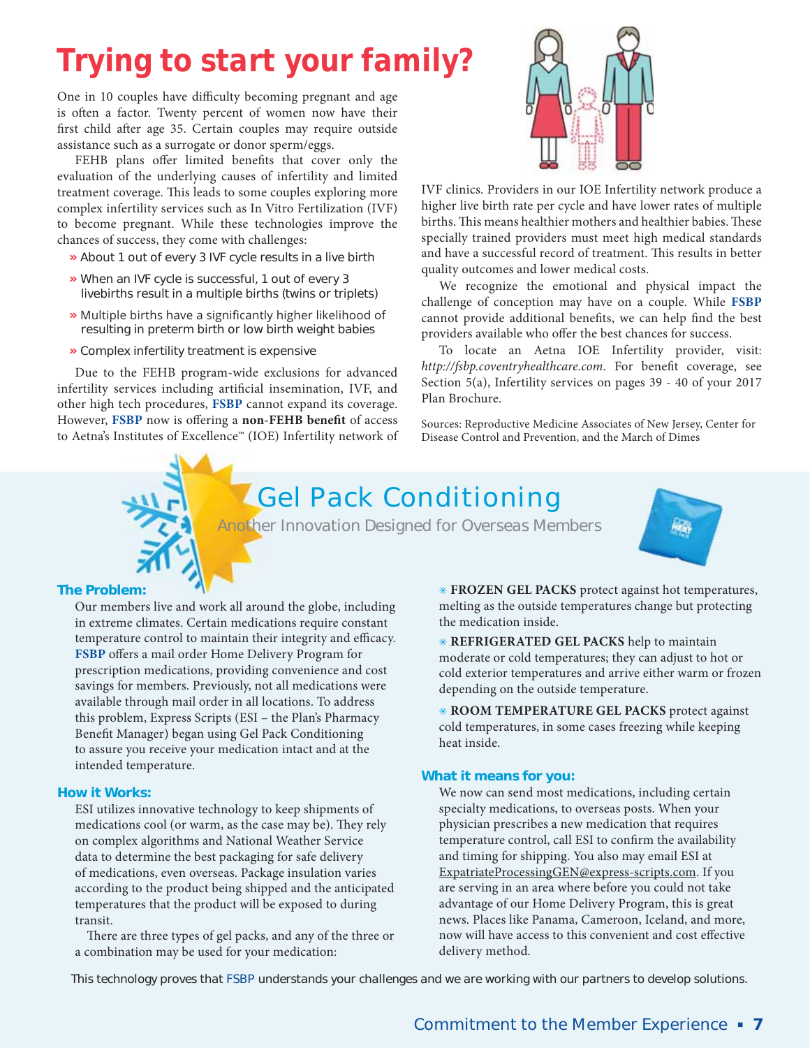# Trying to start your family?

One in 10 couples have difficulty becoming pregnant and age is often a factor. Twenty percent of women now have their first child after age 35. Certain couples may require outside assistance such as a surrogate or donor sperm/eggs.

FEHB plans offer limited benefits that cover only the evaluation of the underlying causes of infertility and limited treatment coverage. This leads to some couples exploring more complex infertility services such as In Vitro Fertilization (IVF) to become pregnant. While these technologies improve the chances of success, they come with challenges:

- About 1 out of every 3 IVF cycle results in a live birth
- When an IVF cycle is successful, 1 out of every 3 livebirths result in a multiple births (twins or triplets)
- Multiple births have a significantly higher likelihood of resulting in preterm birth or low birth weight babies
- Complex infertility treatment is expensive

Due to the FEHB program-wide exclusions for advanced infertility services including artificial insemination, IVF, and other high tech procedures, **FSBP** cannot expand its coverage. However, **FSBP** now is offering a **non-FEHB benefit** of access to Aetna's Institutes of Excellence™ (IOE) Infertility network of IVF clinics. Providers in our IOE Infertility network produce a higher live birth rate per cycle and have lower rates of multiple births. This means healthier mothers and healthier babies. These specially trained providers must meet high medical standards and have a successful record of treatment. This results in better quality outcomes and lower medical costs.

We recognize the emotional and physical impact the challenge of conception may have on a couple. While **FSBP** cannot provide additional benefits, we can help find the best providers available who offer the best chances for success.

To locate an Aetna IOE Infertility provider, visit: *http://fsbp.coventryhealthcare.com*. For benefit coverage, see Section 5(a), Infertility services on pages 39 - 40 of your 2017 Plan Brochure.

Sources: Reproductive Medicine Associates of New Jersey, Center for Disease Control and Prevention, and the March of Dimes

# Gel Pack Conditioning

Another Innovation Designed for Overseas Members

### The Problem:

Our members live and work all around the globe, including in extreme climates. Certain medications require constant temperature control to maintain their integrity and efficacy. **FSBP** offers a mail order Home Delivery Program for prescription medications, providing convenience and cost savings for members. Previously, not all medications were available through mail order in all locations. To address this problem, Express Scripts (ESI – the Plan's Pharmacy Benefit Manager) began using Gel Pack Conditioning to assure you receive your medication intact and at the intended temperature.

### How it Works:

ESI utilizes innovative technology to keep shipments of medications cool (or warm, as the case may be). They rely on complex algorithms and National Weather Service data to determine the best packaging for safe delivery of medications, even overseas. Package insulation varies according to the product being shipped and the anticipated temperatures that the product will be exposed to during transit.

There are three types of gel packs, and any of the three or a combination may be used for your medication:

- **FROZEN GEL PACKS** protect against hot temperatures, melting as the outside temperatures change but protecting the medication inside.
- **REFRIGERATED GEL PACKS** help to maintain moderate or cold temperatures; they can adjust to hot or cold exterior temperatures and arrive either warm or frozen depending on the outside temperature.
- **ROOM TEMPERATURE GEL PACKS** protect against cold temperatures, in some cases freezing while keeping heat inside.

### What it means for you:

We now can send most medications, including certain specialty medications, to overseas posts. When your physician prescribes a new medication that requires temperature control, call ESI to confirm the availability and timing for shipping. You also may email ESI at ExpatriateProcessingGEN@express-scripts.com. If you are serving in an area where before you could not take advantage of our Home Delivery Program, this is great news. Places like Panama, Cameroon, Iceland, and more, now will have access to this convenient and cost effective delivery method.

This technology proves that FSBP understands your challenges and we are working with our partners to develop solutions.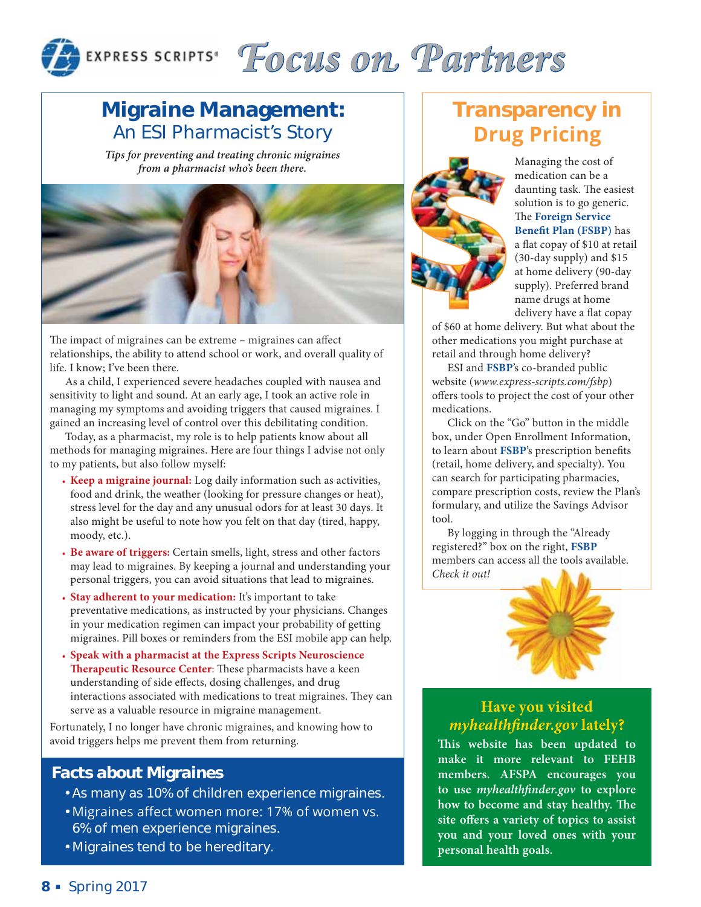# Focus on Partners

## Migraine Management: An ESI Pharmacist's Story

*Tips for preventing and treating chronic migraines from a pharmacist who's been there.*

The impact of migraines can be extreme – migraines can affect relationships, the ability to attend school or work, and overall quality of life. I know; I've been there.

As a child, I experienced severe headaches coupled with nausea and sensitivity to light and sound. At an early age, I took an active role in managing my symptoms and avoiding triggers that caused migraines. I gained an increasing level of control over this debilitating condition.

Today, as a pharmacist, my role is to help patients know about all methods for managing migraines. Here are four things I advise not only to my patients, but also follow myself:

- **Keep a migraine journal:** Log daily information such as activities, food and drink, the weather (looking for pressure changes or heat), stress level for the day and any unusual odors for at least 30 days. It also might be useful to note how you felt on that day (tired, happy, moody, etc.).
- **Be aware of triggers:** Certain smells, light, stress and other factors may lead to migraines. By keeping a journal and understanding your personal triggers, you can avoid situations that lead to migraines.
- **Stay adherent to your medication:** It's important to take preventative medications, as instructed by your physicians. Changes in your medication regimen can impact your probability of getting migraines. Pill boxes or reminders from the ESI mobile app can help.
- **Speak with a pharmacist at the Express Scripts Neuroscience Therapeutic Resource Center**: These pharmacists have a keen understanding of side effects, dosing challenges, and drug interactions associated with medications to treat migraines. They can serve as a valuable resource in migraine management.

Fortunately, I no longer have chronic migraines, and knowing how to avoid triggers helps me prevent them from returning.

### Facts about Migraines

- As many as 10% of children experience migraines.
- Migraines affect women more: 17% of women vs. 6% of men experience migraines.
- Migraines tend to be hereditary.

## Transparency in Drug Pricing

Managing the cost of medication can be a daunting task. The easiest solution is to go generic. The **Foreign Service Benefit Plan (FSBP)** has a flat copay of $10 at retail (30-day supply) and $15 at home delivery (90-day supply). Preferred brand name drugs at home delivery have a flat copay of $60 at home delivery. But what about the other medications you might purchase at retail and through home delivery?

ESI and **FSBP**'s co-branded public website (*www.express-scripts.com/fsbp*) offers tools to project the cost of your other medications.

Click on the "Go" button in the middle box, under Open Enrollment Information, to learn about **FSBP**'s prescription benefits (retail, home delivery, and specialty). You can search for participating pharmacies, compare prescription costs, review the Plan's formulary, and utilize the Savings Advisor tool.

By logging in through the "Already registered?" box on the right, **FSBP** members can access all the tools available. *Check it out!*

### Have you visited *myhealthfinder.gov* lately?

**This website has been updated to make it more relevant to FEHB members. AFSPA encourages you to use *myhealthfinder.gov* to explore how to become and stay healthy. The site offers a variety of topics to assist you and your loved ones with your personal health goals.**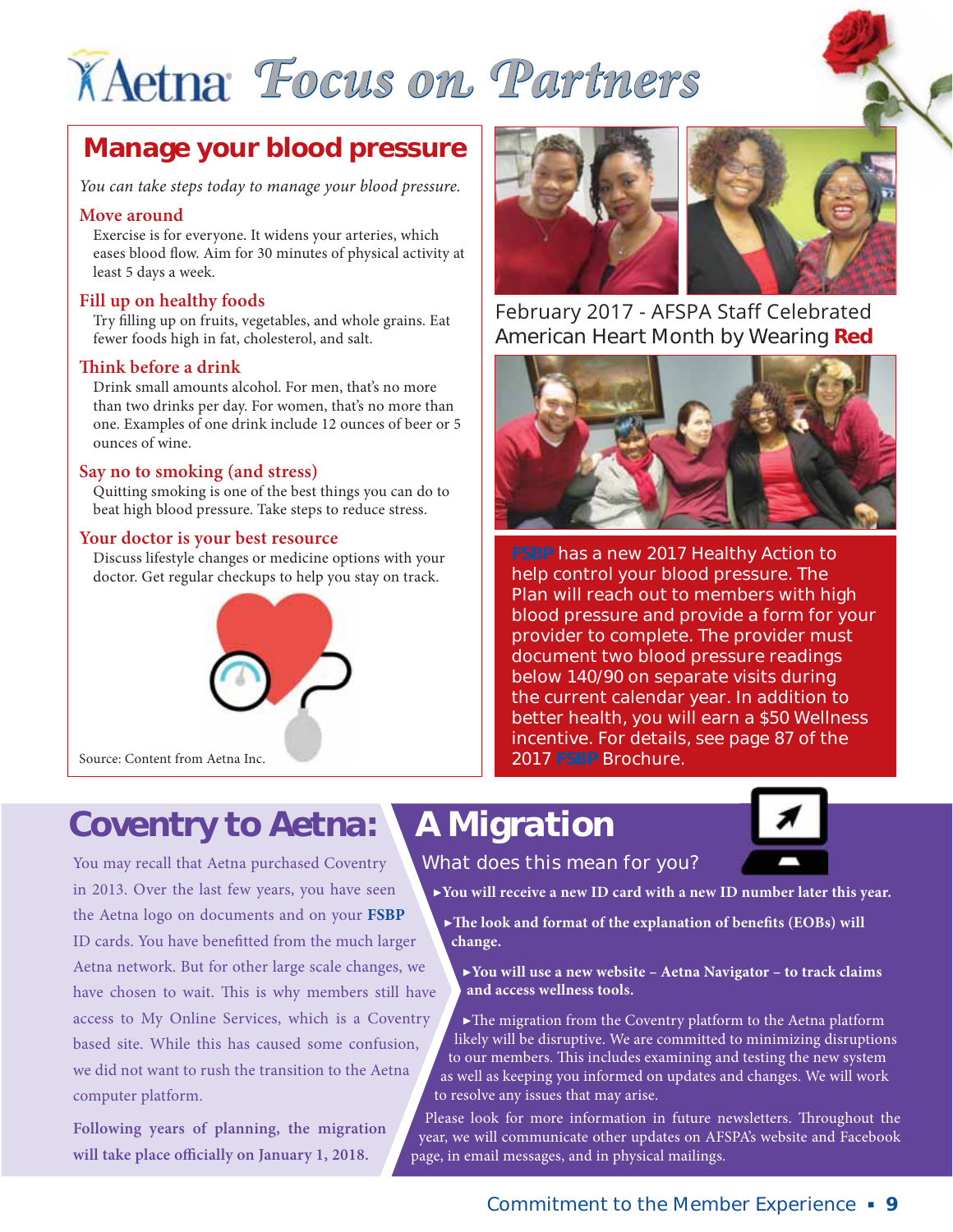# Aetna *Focus on Partners*

## Manage your blood pressure

*You can take steps today to manage your blood pressure.*

### Move around

Exercise is for everyone. It widens your arteries, which eases blood flow. Aim for 30 minutes of physical activity at least 5 days a week.

### Fill up on healthy foods

Try filling up on fruits, vegetables, and whole grains. Eat fewer foods high in fat, cholesterol, and salt.

### Think before a drink

Drink small amounts alcohol. For men, that's no more than two drinks per day. For women, that's no more than one. Examples of one drink include 12 ounces of beer or 5 ounces of wine.

### Say no to smoking (and stress)

Quitting smoking is one of the best things you can do to beat high blood pressure. Take steps to reduce stress.

### Your doctor is your best resource

Discuss lifestyle changes or medicine options with your doctor. Get regular checkups to help you stay on track.

Source: Content from Aetna Inc.

February 2017 - AFSPA Staff Celebrated American Heart Month by Wearing **Red**

**FSBP** has a new 2017 Healthy Action to help control your blood pressure. The Plan will reach out to members with high blood pressure and provide a form for your provider to complete. The provider must document two blood pressure readings below 140/90 on separate visits during the current calendar year. In addition to better health, you will earn a $50 Wellness incentive. For details, see page 87 of the 2017 **FSBP** Brochure.

## Coventry to Aetna: A Migration

You may recall that Aetna purchased Coventry in 2013. Over the last few years, you have seen the Aetna logo on documents and on your **FSBP** ID cards. You have benefitted from the much larger Aetna network. But for other large scale changes, we have chosen to wait. This is why members still have access to My Online Services, which is a Coventry based site. While this has caused some confusion, we did not want to rush the transition to the Aetna computer platform.

**Following years of planning, the migration will take place officially on January 1, 2018.**

### What does this mean for you?

- **You will receive a new ID card with a new ID number later this year.**
- **The look and format of the explanation of benefits (EOBs) will change.**
- **You will use a new website – Aetna Navigator – to track claims and access wellness tools.**
- The migration from the Coventry platform to the Aetna platform likely will be disruptive. We are committed to minimizing disruptions to our members. This includes examining and testing the new system as well as keeping you informed on updates and changes. We will work to resolve any issues that may arise.

Please look for more information in future newsletters. Throughout the year, we will communicate other updates on AFSPA's website and Facebook page, in email messages, and in physical mailings.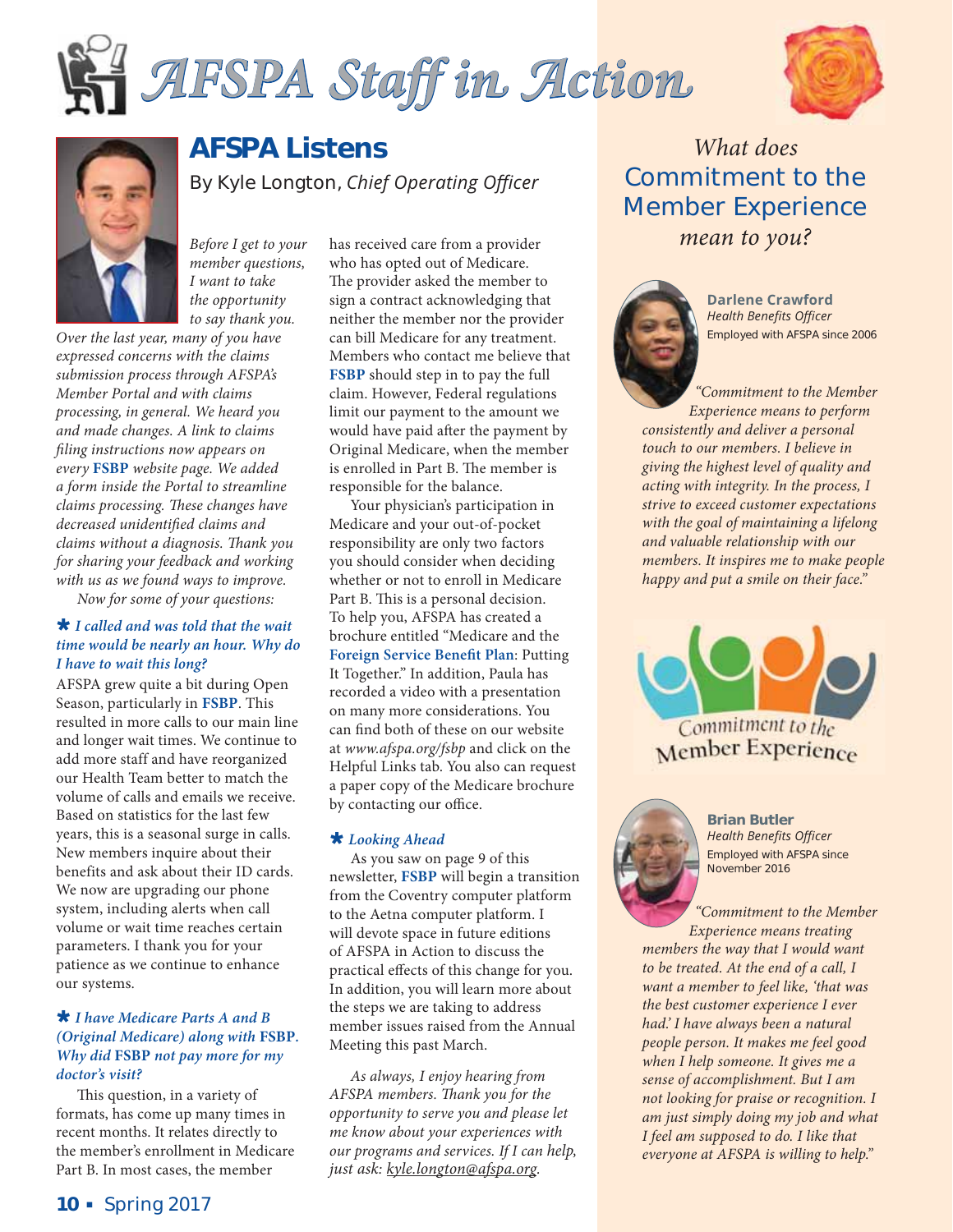# AFSPA Staff in Action

## AFSPA Listens

By Kyle Longton, *Chief Operating Officer*

*Before I get to your member questions, I want to take the opportunity to say thank you. Over the last year, many of you have expressed concerns with the claims submission process through AFSPA's Member Portal and with claims processing, in general. We heard you and made changes. A link to claims filing instructions now appears on every **FSBP** website page. We added a form inside the Portal to streamline claims processing. These changes have decreased unidentified claims and claims without a diagnosis. Thank you for sharing your feedback and working with us as we found ways to improve.*

*Now for some of your questions:*

### ★ *I called and was told that the wait time would be nearly an hour. Why do I have to wait this long?*

AFSPA grew quite a bit during Open Season, particularly in **FSBP**. This resulted in more calls to our main line and longer wait times. We continue to add more staff and have reorganized our Health Team better to match the volume of calls and emails we receive. Based on statistics for the last few years, this is a seasonal surge in calls. New members inquire about their benefits and ask about their ID cards. We now are upgrading our phone system, including alerts when call volume or wait time reaches certain parameters. I thank you for your patience as we continue to enhance our systems.

### ★ *I have Medicare Parts A and B (Original Medicare) along with **FSBP**. Why did **FSBP** not pay more for my doctor's visit?*

This question, in a variety of formats, has come up many times in recent months. It relates directly to the member's enrollment in Medicare Part B. In most cases, the member has received care from a provider who has opted out of Medicare. The provider asked the member to sign a contract acknowledging that neither the member nor the provider can bill Medicare for any treatment. Members who contact me believe that **FSBP** should step in to pay the full claim. However, Federal regulations limit our payment to the amount we would have paid after the payment by Original Medicare, when the member is enrolled in Part B. The member is responsible for the balance.

Your physician's participation in Medicare and your out-of-pocket responsibility are only two factors you should consider when deciding whether or not to enroll in Medicare Part B. This is a personal decision. To help you, AFSPA has created a brochure entitled "Medicare and the **Foreign Service Benefit Plan**: Putting It Together." In addition, Paula has recorded a video with a presentation on many more considerations. You can find both of these on our website at *www.afspa.org/fsbp* and click on the Helpful Links tab. You also can request a paper copy of the Medicare brochure by contacting our office.

### ★ *Looking Ahead*

As you saw on page 9 of this newsletter, **FSBP** will begin a transition from the Coventry computer platform to the Aetna computer platform. I will devote space in future editions of AFSPA in Action to discuss the practical effects of this change for you. In addition, you will learn more about the steps we are taking to address member issues raised from the Annual Meeting this past March.

*As always, I enjoy hearing from AFSPA members. Thank you for the opportunity to serve you and please let me know about your experiences with our programs and services. If I can help, just ask: kyle.longton@afspa.org.*

---

*What does* **Commitment to the Member Experience** *mean to you?*

**Darlene Crawford**
*Health Benefits Officer*
Employed with AFSPA since 2006

*"Commitment to the Member Experience means to perform consistently and deliver a personal touch to our members. I believe in giving the highest level of quality and acting with integrity. In the process, I strive to exceed customer expectations with the goal of maintaining a lifelong and valuable relationship with our members. It inspires me to make people happy and put a smile on their face."*

Commitment to the Member Experience

**Brian Butler**
*Health Benefits Officer*
Employed with AFSPA since November 2016

*"Commitment to the Member Experience means treating members the way that I would want to be treated. At the end of a call, I want a member to feel like, 'that was the best customer experience I ever had.' I have always been a natural people person. It makes me feel good when I help someone. It gives me a sense of accomplishment. But I am not looking for praise or recognition. I am just simply doing my job and what I feel am supposed to do. I like that everyone at AFSPA is willing to help."*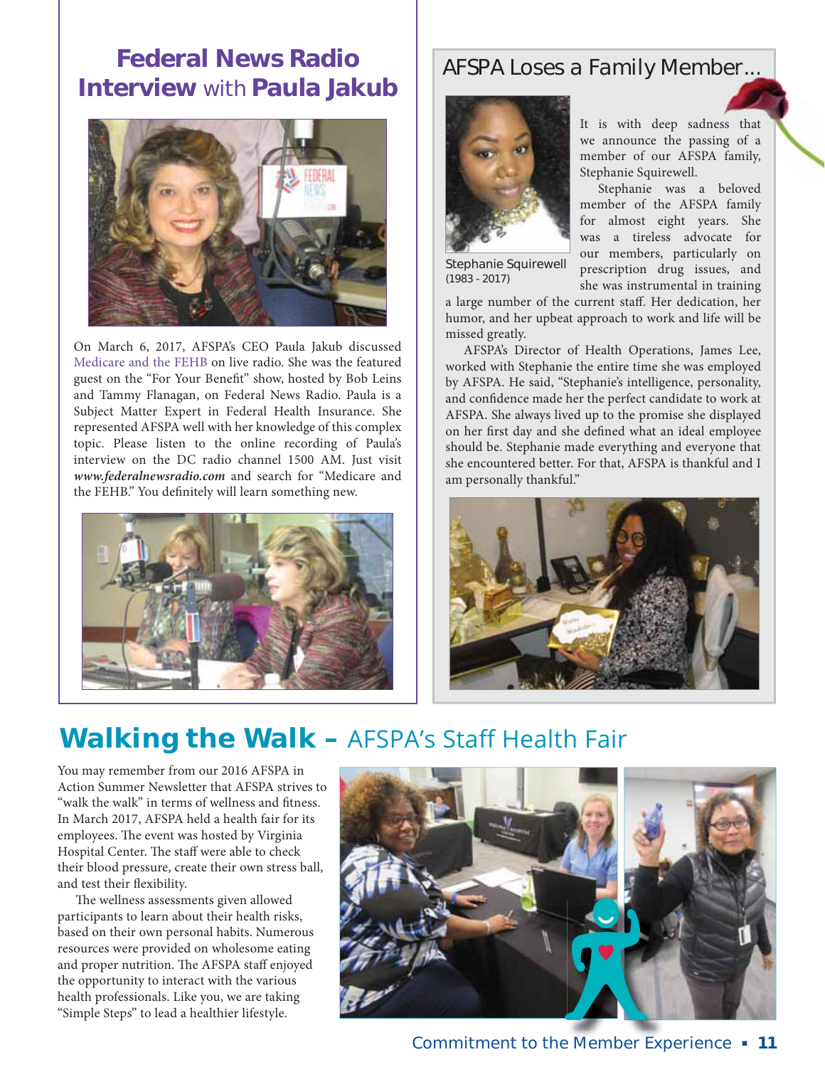## Federal News Radio Interview with Paula Jakub

On March 6, 2017, AFSPA's CEO Paula Jakub discussed Medicare and the FEHB on live radio. She was the featured guest on the "For Your Benefit" show, hosted by Bob Leins and Tammy Flanagan, on Federal News Radio. Paula is a Subject Matter Expert in Federal Health Insurance. She represented AFSPA well with her knowledge of this complex topic. Please listen to the online recording of Paula's interview on the DC radio channel 1500 AM. Just visit ***www.federalnewsradio.com*** and search for "Medicare and the FEHB." You definitely will learn something new.

## AFSPA Loses a Family Member...

Stephanie Squirewell
(1983 - 2017)

It is with deep sadness that we announce the passing of a member of our AFSPA family, Stephanie Squirewell.

Stephanie was a beloved member of the AFSPA family for almost eight years. She was a tireless advocate for our members, particularly on prescription drug issues, and she was instrumental in training a large number of the current staff. Her dedication, her humor, and her upbeat approach to work and life will be missed greatly.

AFSPA's Director of Health Operations, James Lee, worked with Stephanie the entire time she was employed by AFSPA. He said, "Stephanie's intelligence, personality, and confidence made her the perfect candidate to work at AFSPA. She always lived up to the promise she displayed on her first day and she defined what an ideal employee should be. Stephanie made everything and everyone that she encountered better. For that, AFSPA is thankful and I am personally thankful."

## Walking the Walk – AFSPA's Staff Health Fair

You may remember from our 2016 AFSPA in Action Summer Newsletter that AFSPA strives to "walk the walk" in terms of wellness and fitness. In March 2017, AFSPA held a health fair for its employees. The event was hosted by Virginia Hospital Center. The staff were able to check their blood pressure, create their own stress ball, and test their flexibility.

The wellness assessments given allowed participants to learn about their health risks, based on their own personal habits. Numerous resources were provided on wholesome eating and proper nutrition. The AFSPA staff enjoyed the opportunity to interact with the various health professionals. Like you, we are taking "Simple Steps" to lead a healthier lifestyle.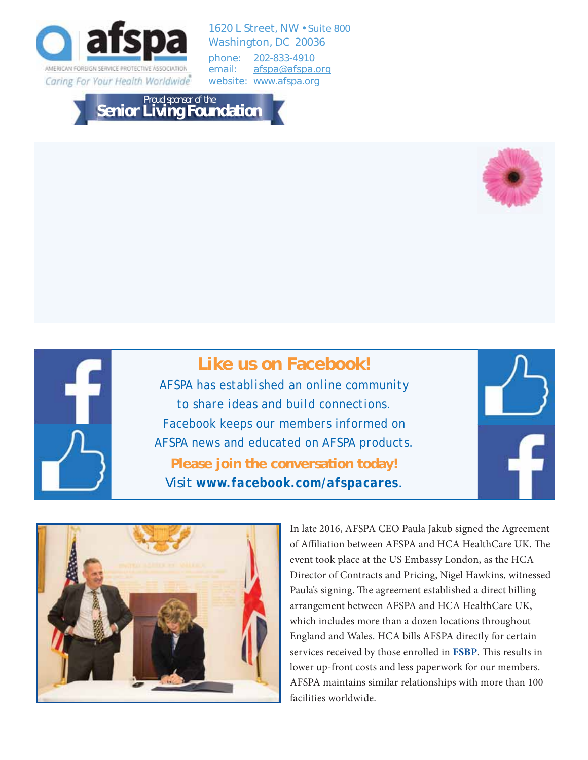afspa

AMERICAN FOREIGN SERVICE PROTECTIVE ASSOCIATION

Caring For Your Health Worldwide®

1620 L Street, NW • Suite 800
Washington, DC 20036

phone: 202-833-4910
email: afspa@afspa.org
website: www.afspa.org

Proud sponsor of the **Senior Living Foundation**

## Like us on Facebook!

AFSPA has established an online community to share ideas and build connections. Facebook keeps our members informed on AFSPA news and educated on AFSPA products.

**Please join the conversation today!**

Visit **www.facebook.com/afspacares**.

In late 2016, AFSPA CEO Paula Jakub signed the Agreement of Affiliation between AFSPA and HCA HealthCare UK. The event took place at the US Embassy London, as the HCA Director of Contracts and Pricing, Nigel Hawkins, witnessed Paula's signing. The agreement established a direct billing arrangement between AFSPA and HCA HealthCare UK, which includes more than a dozen locations throughout England and Wales. HCA bills AFSPA directly for certain services received by those enrolled in **FSBP**. This results in lower up-front costs and less paperwork for our members. AFSPA maintains similar relationships with more than 100 facilities worldwide.